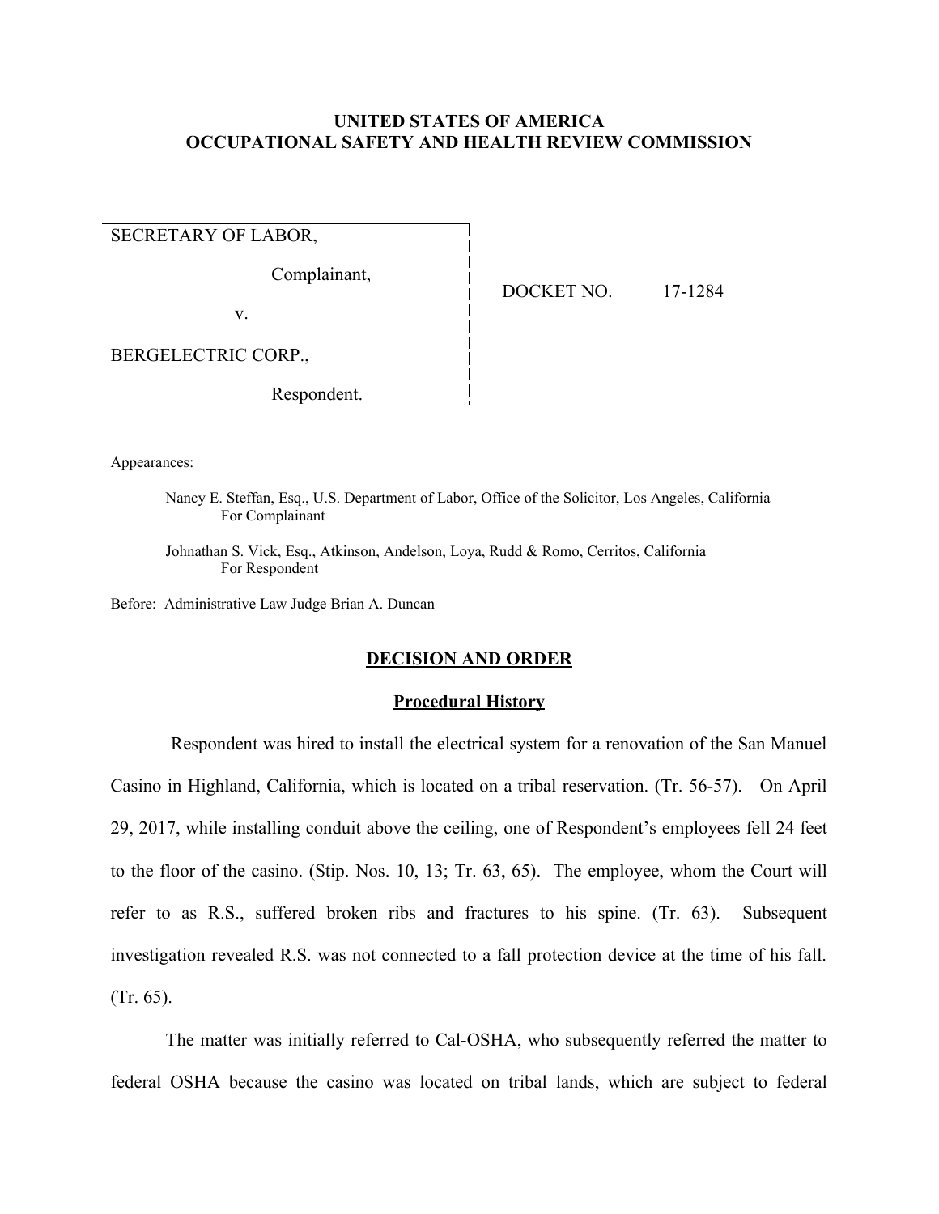**UNITED STATES OF AMERICA**
**OCCUPATIONAL SAFETY AND HEALTH REVIEW COMMISSION**

| | |
|---|---|
| SECRETARY OF LABOR,<br><br>Complainant,<br><br>v.<br><br>BERGELECTRIC CORP.,<br><br>Respondent. | DOCKET NO. 17-1284 |

Appearances:

Nancy E. Steffan, Esq., U.S. Department of Labor, Office of the Solicitor, Los Angeles, California
For Complainant

Johnathan S. Vick, Esq., Atkinson, Andelson, Loya, Rudd & Romo, Cerritos, California
For Respondent

Before: Administrative Law Judge Brian A. Duncan

## DECISION AND ORDER

### Procedural History

Respondent was hired to install the electrical system for a renovation of the San Manuel Casino in Highland, California, which is located on a tribal reservation. (Tr. 56-57). On April 29, 2017, while installing conduit above the ceiling, one of Respondent's employees fell 24 feet to the floor of the casino. (Stip. Nos. 10, 13; Tr. 63, 65). The employee, whom the Court will refer to as R.S., suffered broken ribs and fractures to his spine. (Tr. 63). Subsequent investigation revealed R.S. was not connected to a fall protection device at the time of his fall. (Tr. 65).

The matter was initially referred to Cal-OSHA, who subsequently referred the matter to federal OSHA because the casino was located on tribal lands, which are subject to federal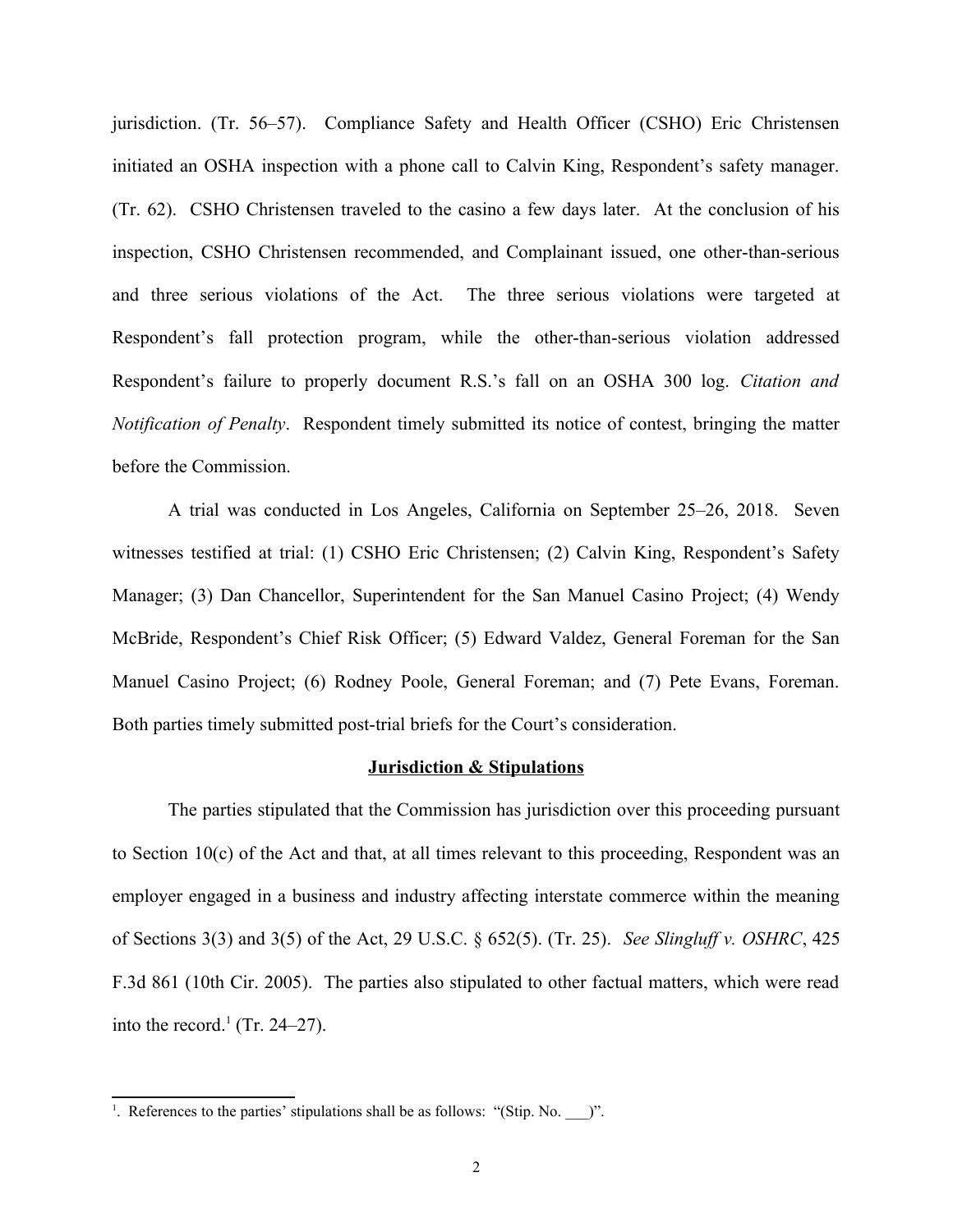jurisdiction. (Tr. 56–57). Compliance Safety and Health Officer (CSHO) Eric Christensen initiated an OSHA inspection with a phone call to Calvin King, Respondent's safety manager. (Tr. 62). CSHO Christensen traveled to the casino a few days later. At the conclusion of his inspection, CSHO Christensen recommended, and Complainant issued, one other-than-serious and three serious violations of the Act. The three serious violations were targeted at Respondent's fall protection program, while the other-than-serious violation addressed Respondent's failure to properly document R.S.'s fall on an OSHA 300 log. *Citation and Notification of Penalty*. Respondent timely submitted its notice of contest, bringing the matter before the Commission.

A trial was conducted in Los Angeles, California on September 25–26, 2018. Seven witnesses testified at trial: (1) CSHO Eric Christensen; (2) Calvin King, Respondent's Safety Manager; (3) Dan Chancellor, Superintendent for the San Manuel Casino Project; (4) Wendy McBride, Respondent's Chief Risk Officer; (5) Edward Valdez, General Foreman for the San Manuel Casino Project; (6) Rodney Poole, General Foreman; and (7) Pete Evans, Foreman. Both parties timely submitted post-trial briefs for the Court's consideration.

## Jurisdiction & Stipulations

The parties stipulated that the Commission has jurisdiction over this proceeding pursuant to Section 10(c) of the Act and that, at all times relevant to this proceeding, Respondent was an employer engaged in a business and industry affecting interstate commerce within the meaning of Sections 3(3) and 3(5) of the Act, 29 U.S.C. § 652(5). (Tr. 25). *See Slingluff v. OSHRC*, 425 F.3d 861 (10th Cir. 2005). The parties also stipulated to other factual matters, which were read into the record.[1] (Tr. 24–27).

[1]. References to the parties' stipulations shall be as follows: "(Stip. No. ___)".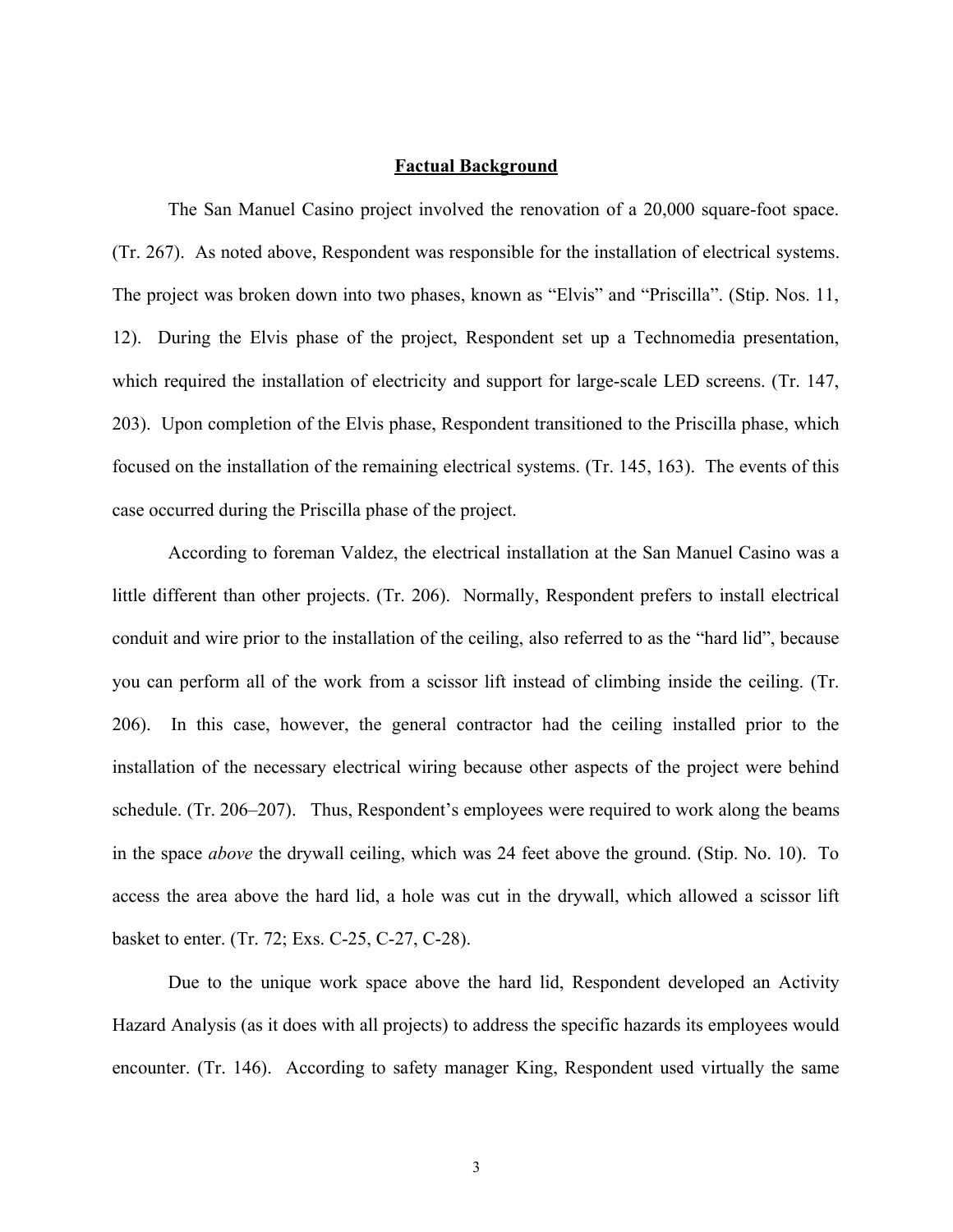## Factual Background

The San Manuel Casino project involved the renovation of a 20,000 square-foot space. (Tr. 267). As noted above, Respondent was responsible for the installation of electrical systems. The project was broken down into two phases, known as "Elvis" and "Priscilla". (Stip. Nos. 11, 12). During the Elvis phase of the project, Respondent set up a Technomedia presentation, which required the installation of electricity and support for large-scale LED screens. (Tr. 147, 203). Upon completion of the Elvis phase, Respondent transitioned to the Priscilla phase, which focused on the installation of the remaining electrical systems. (Tr. 145, 163). The events of this case occurred during the Priscilla phase of the project.

According to foreman Valdez, the electrical installation at the San Manuel Casino was a little different than other projects. (Tr. 206). Normally, Respondent prefers to install electrical conduit and wire prior to the installation of the ceiling, also referred to as the "hard lid", because you can perform all of the work from a scissor lift instead of climbing inside the ceiling. (Tr. 206). In this case, however, the general contractor had the ceiling installed prior to the installation of the necessary electrical wiring because other aspects of the project were behind schedule. (Tr. 206–207). Thus, Respondent's employees were required to work along the beams in the space *above* the drywall ceiling, which was 24 feet above the ground. (Stip. No. 10). To access the area above the hard lid, a hole was cut in the drywall, which allowed a scissor lift basket to enter. (Tr. 72; Exs. C-25, C-27, C-28).

Due to the unique work space above the hard lid, Respondent developed an Activity Hazard Analysis (as it does with all projects) to address the specific hazards its employees would encounter. (Tr. 146). According to safety manager King, Respondent used virtually the same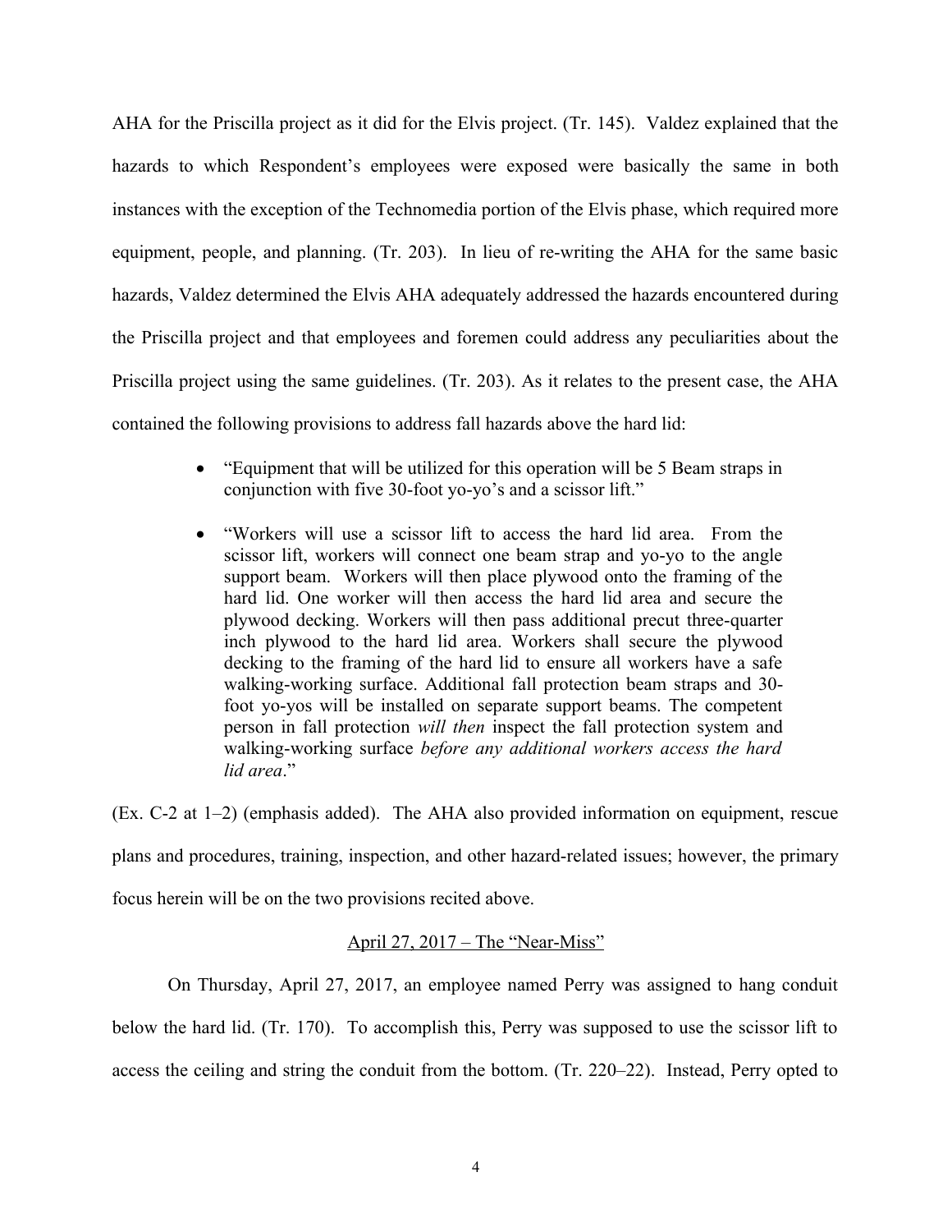AHA for the Priscilla project as it did for the Elvis project. (Tr. 145). Valdez explained that the hazards to which Respondent's employees were exposed were basically the same in both instances with the exception of the Technomedia portion of the Elvis phase, which required more equipment, people, and planning. (Tr. 203). In lieu of re-writing the AHA for the same basic hazards, Valdez determined the Elvis AHA adequately addressed the hazards encountered during the Priscilla project and that employees and foremen could address any peculiarities about the Priscilla project using the same guidelines. (Tr. 203). As it relates to the present case, the AHA contained the following provisions to address fall hazards above the hard lid:

- "Equipment that will be utilized for this operation will be 5 Beam straps in conjunction with five 30-foot yo-yo's and a scissor lift."
- "Workers will use a scissor lift to access the hard lid area. From the scissor lift, workers will connect one beam strap and yo-yo to the angle support beam. Workers will then place plywood onto the framing of the hard lid. One worker will then access the hard lid area and secure the plywood decking. Workers will then pass additional precut three-quarter inch plywood to the hard lid area. Workers shall secure the plywood decking to the framing of the hard lid to ensure all workers have a safe walking-working surface. Additional fall protection beam straps and 30-foot yo-yos will be installed on separate support beams. The competent person in fall protection *will then* inspect the fall protection system and walking-working surface *before any additional workers access the hard lid area*."

(Ex. C-2 at 1–2) (emphasis added). The AHA also provided information on equipment, rescue plans and procedures, training, inspection, and other hazard-related issues; however, the primary focus herein will be on the two provisions recited above.

## April 27, 2017 – The "Near-Miss"

On Thursday, April 27, 2017, an employee named Perry was assigned to hang conduit below the hard lid. (Tr. 170). To accomplish this, Perry was supposed to use the scissor lift to access the ceiling and string the conduit from the bottom. (Tr. 220–22). Instead, Perry opted to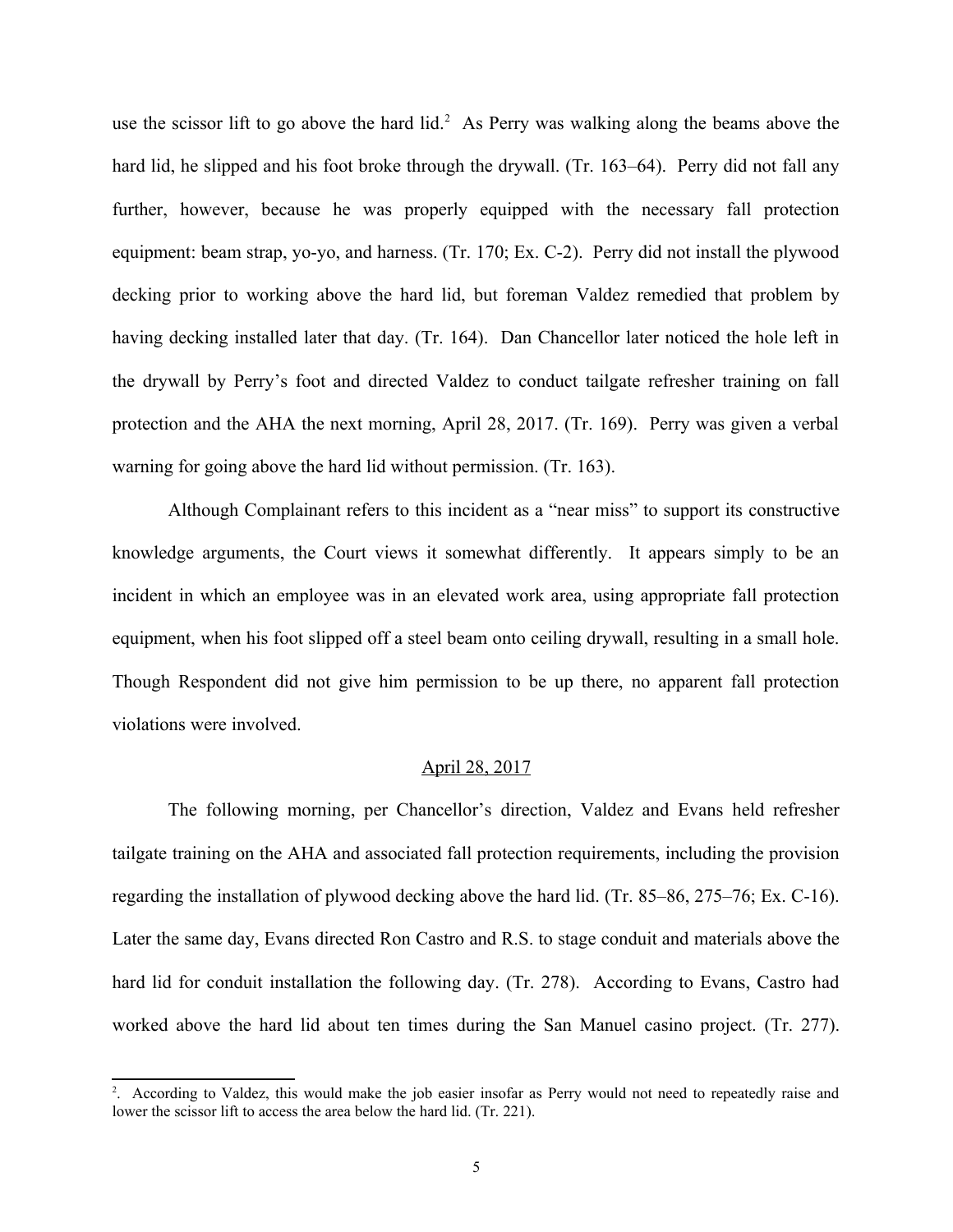use the scissor lift to go above the hard lid.[2] As Perry was walking along the beams above the hard lid, he slipped and his foot broke through the drywall. (Tr. 163–64). Perry did not fall any further, however, because he was properly equipped with the necessary fall protection equipment: beam strap, yo-yo, and harness. (Tr. 170; Ex. C-2). Perry did not install the plywood decking prior to working above the hard lid, but foreman Valdez remedied that problem by having decking installed later that day. (Tr. 164). Dan Chancellor later noticed the hole left in the drywall by Perry's foot and directed Valdez to conduct tailgate refresher training on fall protection and the AHA the next morning, April 28, 2017. (Tr. 169). Perry was given a verbal warning for going above the hard lid without permission. (Tr. 163).

Although Complainant refers to this incident as a "near miss" to support its constructive knowledge arguments, the Court views it somewhat differently. It appears simply to be an incident in which an employee was in an elevated work area, using appropriate fall protection equipment, when his foot slipped off a steel beam onto ceiling drywall, resulting in a small hole. Though Respondent did not give him permission to be up there, no apparent fall protection violations were involved.

<u>April 28, 2017</u>

The following morning, per Chancellor's direction, Valdez and Evans held refresher tailgate training on the AHA and associated fall protection requirements, including the provision regarding the installation of plywood decking above the hard lid. (Tr. 85–86, 275–76; Ex. C-16). Later the same day, Evans directed Ron Castro and R.S. to stage conduit and materials above the hard lid for conduit installation the following day. (Tr. 278). According to Evans, Castro had worked above the hard lid about ten times during the San Manuel casino project. (Tr. 277).

---

[2]. According to Valdez, this would make the job easier insofar as Perry would not need to repeatedly raise and lower the scissor lift to access the area below the hard lid. (Tr. 221).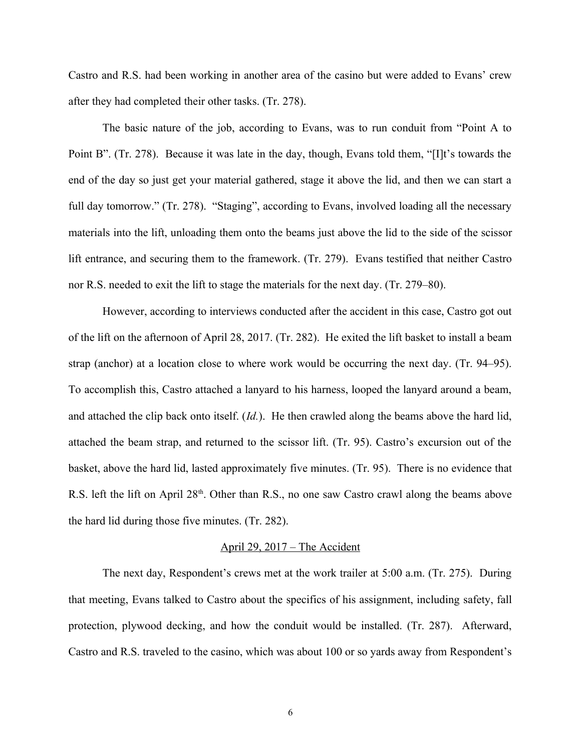Castro and R.S. had been working in another area of the casino but were added to Evans' crew after they had completed their other tasks. (Tr. 278).

The basic nature of the job, according to Evans, was to run conduit from "Point A to Point B". (Tr. 278). Because it was late in the day, though, Evans told them, "[I]t's towards the end of the day so just get your material gathered, stage it above the lid, and then we can start a full day tomorrow." (Tr. 278). "Staging", according to Evans, involved loading all the necessary materials into the lift, unloading them onto the beams just above the lid to the side of the scissor lift entrance, and securing them to the framework. (Tr. 279). Evans testified that neither Castro nor R.S. needed to exit the lift to stage the materials for the next day. (Tr. 279–80).

However, according to interviews conducted after the accident in this case, Castro got out of the lift on the afternoon of April 28, 2017. (Tr. 282). He exited the lift basket to install a beam strap (anchor) at a location close to where work would be occurring the next day. (Tr. 94–95). To accomplish this, Castro attached a lanyard to his harness, looped the lanyard around a beam, and attached the clip back onto itself. (*Id.*). He then crawled along the beams above the hard lid, attached the beam strap, and returned to the scissor lift. (Tr. 95). Castro's excursion out of the basket, above the hard lid, lasted approximately five minutes. (Tr. 95). There is no evidence that R.S. left the lift on April 28th. Other than R.S., no one saw Castro crawl along the beams above the hard lid during those five minutes. (Tr. 282).

<u>April 29, 2017 – The Accident</u>

The next day, Respondent's crews met at the work trailer at 5:00 a.m. (Tr. 275). During that meeting, Evans talked to Castro about the specifics of his assignment, including safety, fall protection, plywood decking, and how the conduit would be installed. (Tr. 287). Afterward, Castro and R.S. traveled to the casino, which was about 100 or so yards away from Respondent's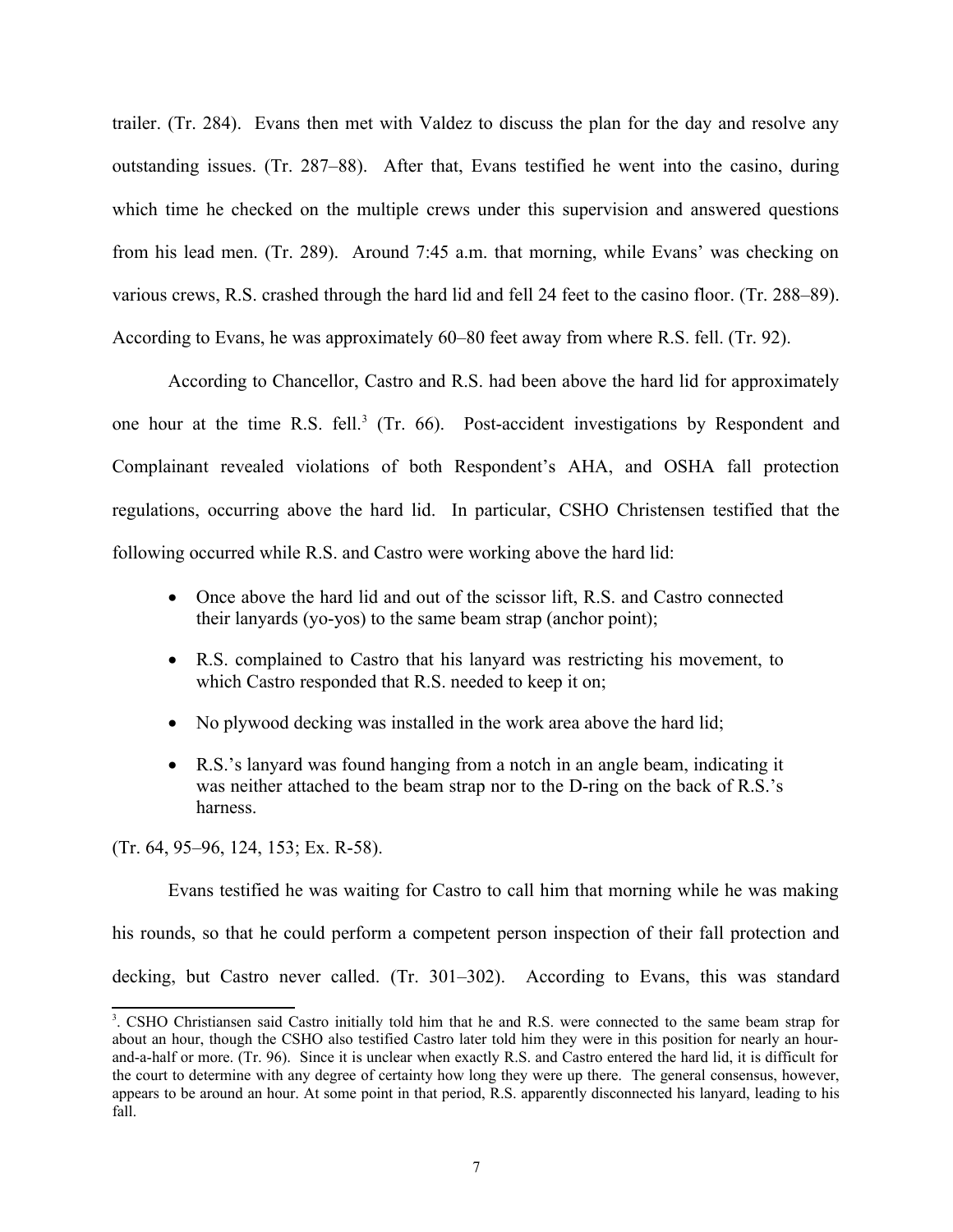trailer. (Tr. 284). Evans then met with Valdez to discuss the plan for the day and resolve any outstanding issues. (Tr. 287–88). After that, Evans testified he went into the casino, during which time he checked on the multiple crews under this supervision and answered questions from his lead men. (Tr. 289). Around 7:45 a.m. that morning, while Evans' was checking on various crews, R.S. crashed through the hard lid and fell 24 feet to the casino floor. (Tr. 288–89). According to Evans, he was approximately 60–80 feet away from where R.S. fell. (Tr. 92).

According to Chancellor, Castro and R.S. had been above the hard lid for approximately one hour at the time R.S. fell.[3] (Tr. 66). Post-accident investigations by Respondent and Complainant revealed violations of both Respondent's AHA, and OSHA fall protection regulations, occurring above the hard lid. In particular, CSHO Christensen testified that the following occurred while R.S. and Castro were working above the hard lid:

- Once above the hard lid and out of the scissor lift, R.S. and Castro connected their lanyards (yo-yos) to the same beam strap (anchor point);
- R.S. complained to Castro that his lanyard was restricting his movement, to which Castro responded that R.S. needed to keep it on;
- No plywood decking was installed in the work area above the hard lid;
- R.S.'s lanyard was found hanging from a notch in an angle beam, indicating it was neither attached to the beam strap nor to the D-ring on the back of R.S.'s harness.

(Tr. 64, 95–96, 124, 153; Ex. R-58).

Evans testified he was waiting for Castro to call him that morning while he was making his rounds, so that he could perform a competent person inspection of their fall protection and decking, but Castro never called. (Tr. 301–302). According to Evans, this was standard

[3]. CSHO Christiansen said Castro initially told him that he and R.S. were connected to the same beam strap for about an hour, though the CSHO also testified Castro later told him they were in this position for nearly an hour-and-a-half or more. (Tr. 96). Since it is unclear when exactly R.S. and Castro entered the hard lid, it is difficult for the court to determine with any degree of certainty how long they were up there. The general consensus, however, appears to be around an hour. At some point in that period, R.S. apparently disconnected his lanyard, leading to his fall.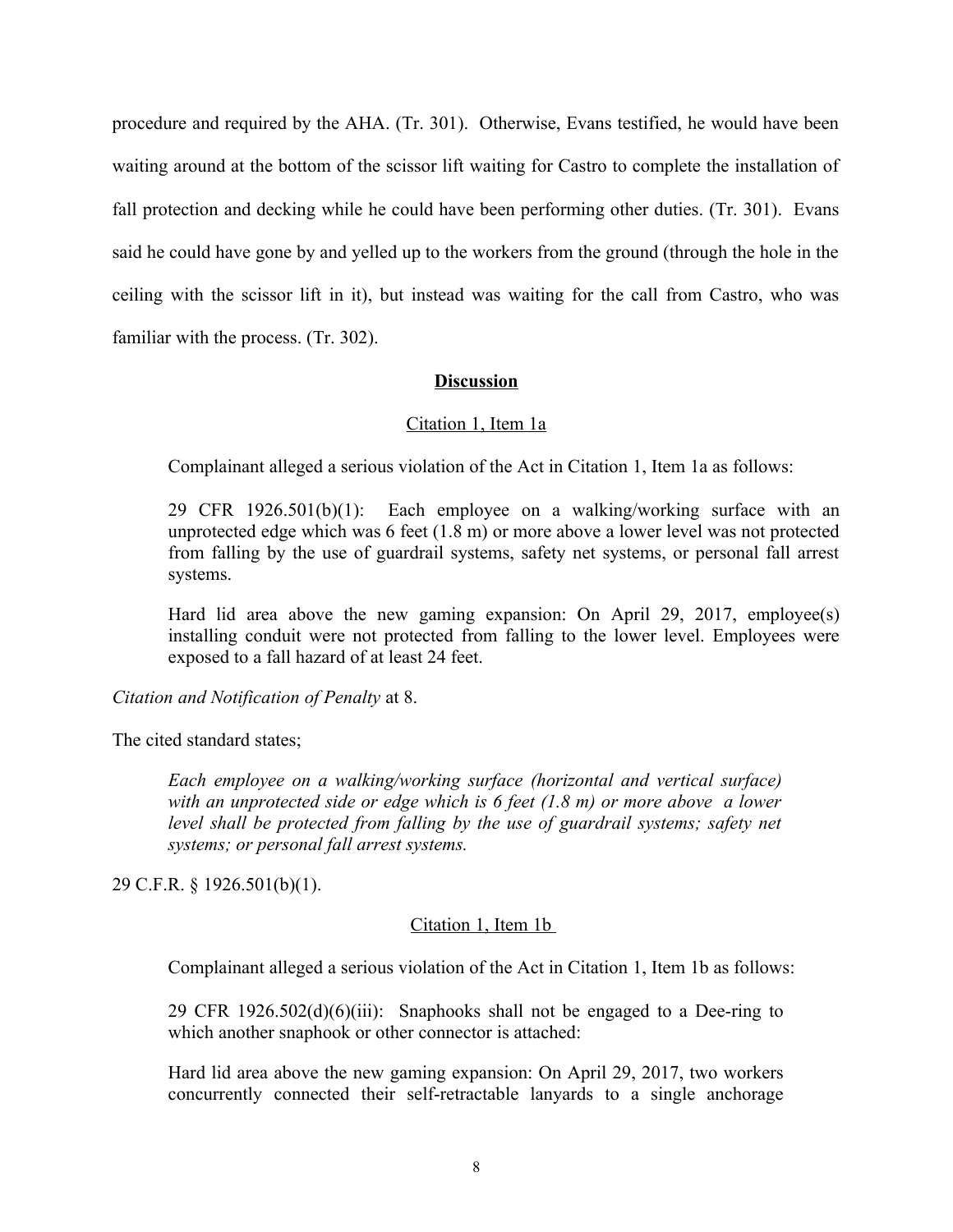procedure and required by the AHA. (Tr. 301). Otherwise, Evans testified, he would have been waiting around at the bottom of the scissor lift waiting for Castro to complete the installation of fall protection and decking while he could have been performing other duties. (Tr. 301). Evans said he could have gone by and yelled up to the workers from the ground (through the hole in the ceiling with the scissor lift in it), but instead was waiting for the call from Castro, who was familiar with the process. (Tr. 302).

## Discussion

### Citation 1, Item 1a

Complainant alleged a serious violation of the Act in Citation 1, Item 1a as follows:

> 29 CFR 1926.501(b)(1): Each employee on a walking/working surface with an unprotected edge which was 6 feet (1.8 m) or more above a lower level was not protected from falling by the use of guardrail systems, safety net systems, or personal fall arrest systems.
>
> Hard lid area above the new gaming expansion: On April 29, 2017, employee(s) installing conduit were not protected from falling to the lower level. Employees were exposed to a fall hazard of at least 24 feet.

*Citation and Notification of Penalty* at 8.

The cited standard states;

> *Each employee on a walking/working surface (horizontal and vertical surface) with an unprotected side or edge which is 6 feet (1.8 m) or more above a lower level shall be protected from falling by the use of guardrail systems; safety net systems; or personal fall arrest systems.*

29 C.F.R. § 1926.501(b)(1).

### Citation 1, Item 1b

Complainant alleged a serious violation of the Act in Citation 1, Item 1b as follows:

> 29 CFR 1926.502(d)(6)(iii): Snaphooks shall not be engaged to a Dee-ring to which another snaphook or other connector is attached:
>
> Hard lid area above the new gaming expansion: On April 29, 2017, two workers concurrently connected their self-retractable lanyards to a single anchorage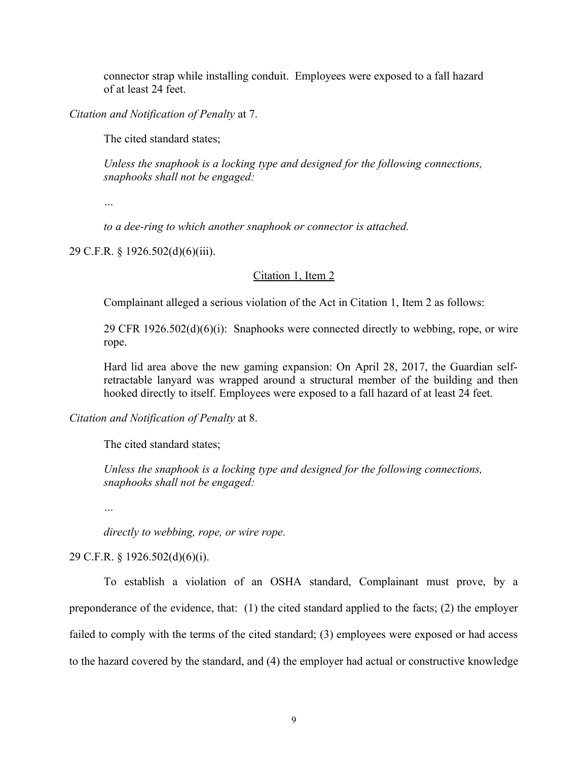connector strap while installing conduit. Employees were exposed to a fall hazard of at least 24 feet.

*Citation and Notification of Penalty* at 7.

The cited standard states;

*Unless the snaphook is a locking type and designed for the following connections, snaphooks shall not be engaged:*

*…*

*to a dee-ring to which another snaphook or connector is attached.*

29 C.F.R. § 1926.502(d)(6)(iii).

<u>Citation 1, Item 2</u>

Complainant alleged a serious violation of the Act in Citation 1, Item 2 as follows:

29 CFR 1926.502(d)(6)(i): Snaphooks were connected directly to webbing, rope, or wire rope.

Hard lid area above the new gaming expansion: On April 28, 2017, the Guardian self-retractable lanyard was wrapped around a structural member of the building and then hooked directly to itself. Employees were exposed to a fall hazard of at least 24 feet.

*Citation and Notification of Penalty* at 8.

The cited standard states;

*Unless the snaphook is a locking type and designed for the following connections, snaphooks shall not be engaged:*

*…*

*directly to webbing, rope, or wire rope.*

29 C.F.R. § 1926.502(d)(6)(i).

To establish a violation of an OSHA standard, Complainant must prove, by a preponderance of the evidence, that: (1) the cited standard applied to the facts; (2) the employer failed to comply with the terms of the cited standard; (3) employees were exposed or had access to the hazard covered by the standard, and (4) the employer had actual or constructive knowledge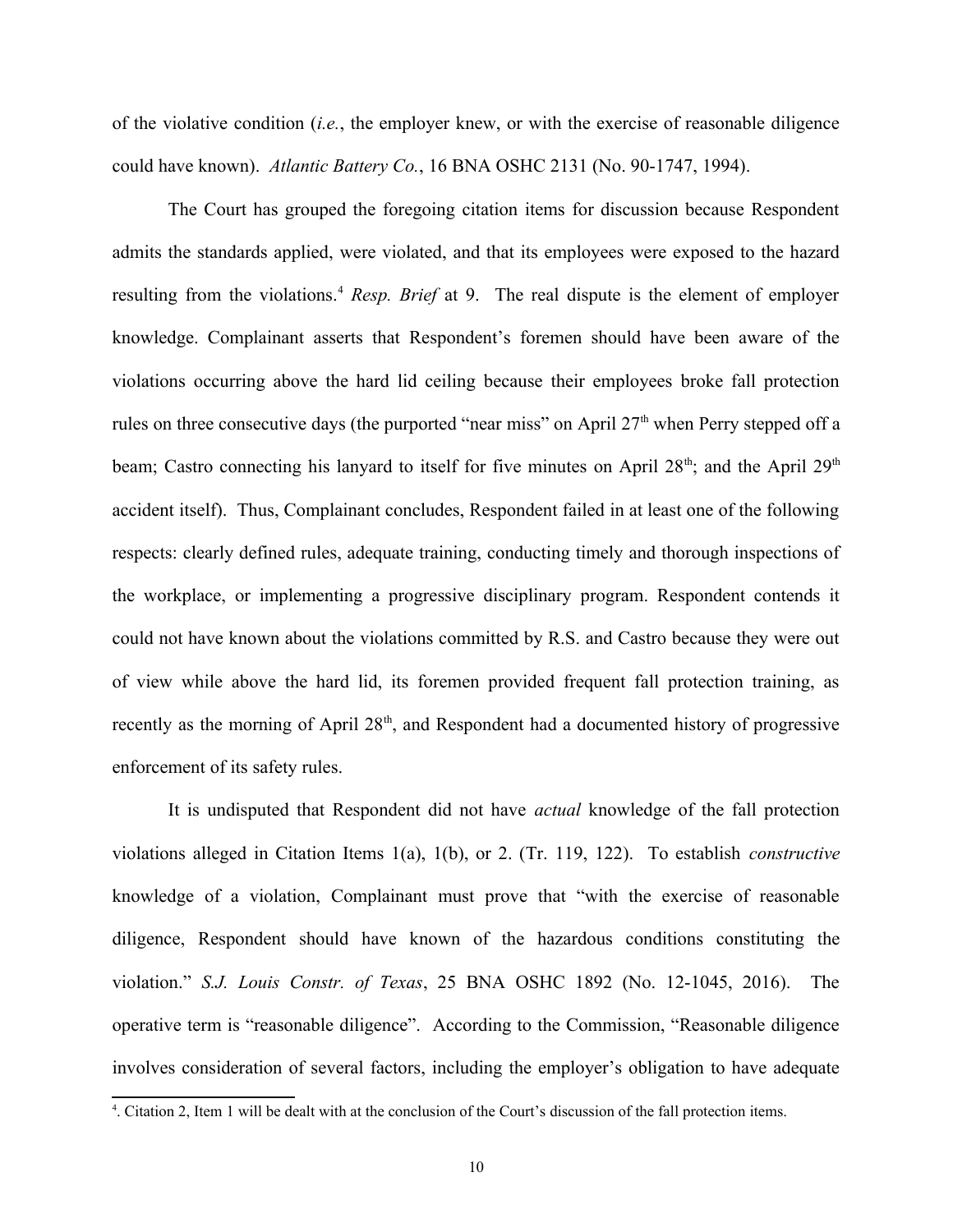of the violative condition (*i.e.*, the employer knew, or with the exercise of reasonable diligence could have known). *Atlantic Battery Co.*, 16 BNA OSHC 2131 (No. 90-1747, 1994).

The Court has grouped the foregoing citation items for discussion because Respondent admits the standards applied, were violated, and that its employees were exposed to the hazard resulting from the violations.[4] *Resp. Brief* at 9. The real dispute is the element of employer knowledge. Complainant asserts that Respondent's foremen should have been aware of the violations occurring above the hard lid ceiling because their employees broke fall protection rules on three consecutive days (the purported "near miss" on April 27th when Perry stepped off a beam; Castro connecting his lanyard to itself for five minutes on April 28th; and the April 29th accident itself). Thus, Complainant concludes, Respondent failed in at least one of the following respects: clearly defined rules, adequate training, conducting timely and thorough inspections of the workplace, or implementing a progressive disciplinary program. Respondent contends it could not have known about the violations committed by R.S. and Castro because they were out of view while above the hard lid, its foremen provided frequent fall protection training, as recently as the morning of April 28th, and Respondent had a documented history of progressive enforcement of its safety rules.

It is undisputed that Respondent did not have *actual* knowledge of the fall protection violations alleged in Citation Items 1(a), 1(b), or 2. (Tr. 119, 122). To establish *constructive* knowledge of a violation, Complainant must prove that "with the exercise of reasonable diligence, Respondent should have known of the hazardous conditions constituting the violation." *S.J. Louis Constr. of Texas*, 25 BNA OSHC 1892 (No. 12-1045, 2016). The operative term is "reasonable diligence". According to the Commission, "Reasonable diligence involves consideration of several factors, including the employer's obligation to have adequate

---

[4]. Citation 2, Item 1 will be dealt with at the conclusion of the Court's discussion of the fall protection items.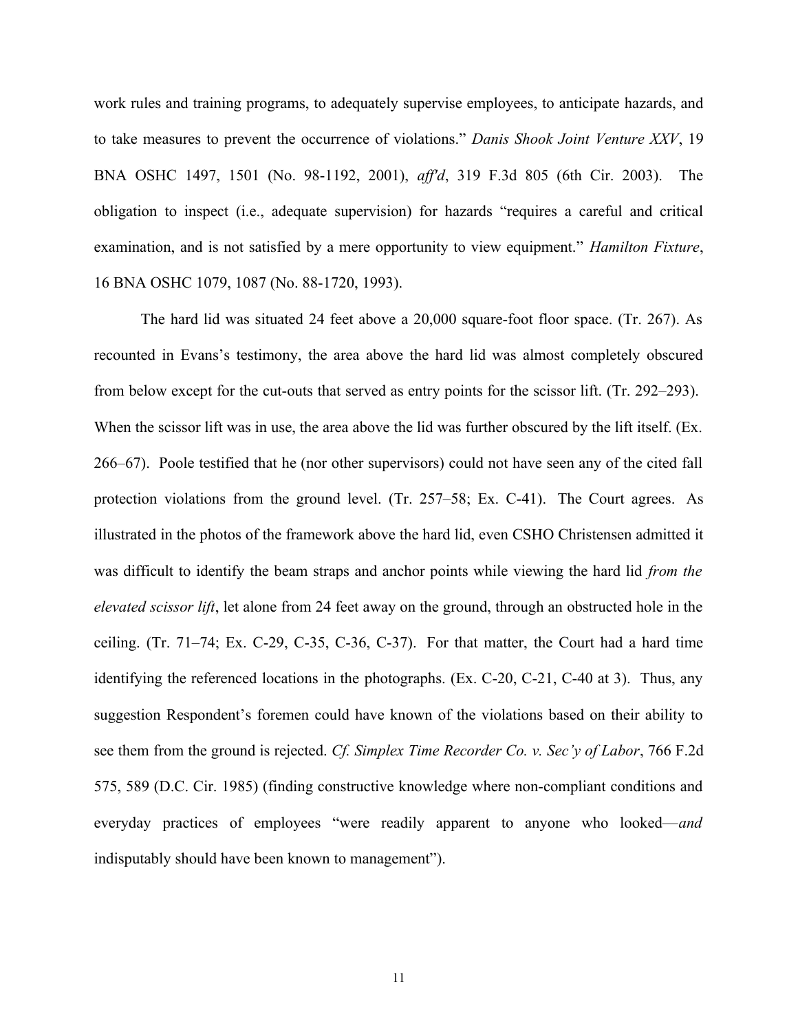work rules and training programs, to adequately supervise employees, to anticipate hazards, and to take measures to prevent the occurrence of violations." *Danis Shook Joint Venture XXV*, 19 BNA OSHC 1497, 1501 (No. 98-1192, 2001), *aff'd*, 319 F.3d 805 (6th Cir. 2003). The obligation to inspect (i.e., adequate supervision) for hazards "requires a careful and critical examination, and is not satisfied by a mere opportunity to view equipment." *Hamilton Fixture*, 16 BNA OSHC 1079, 1087 (No. 88-1720, 1993).

The hard lid was situated 24 feet above a 20,000 square-foot floor space. (Tr. 267). As recounted in Evans's testimony, the area above the hard lid was almost completely obscured from below except for the cut-outs that served as entry points for the scissor lift. (Tr. 292–293). When the scissor lift was in use, the area above the lid was further obscured by the lift itself. (Ex. 266–67). Poole testified that he (nor other supervisors) could not have seen any of the cited fall protection violations from the ground level. (Tr. 257–58; Ex. C-41). The Court agrees. As illustrated in the photos of the framework above the hard lid, even CSHO Christensen admitted it was difficult to identify the beam straps and anchor points while viewing the hard lid *from the elevated scissor lift*, let alone from 24 feet away on the ground, through an obstructed hole in the ceiling. (Tr. 71–74; Ex. C-29, C-35, C-36, C-37). For that matter, the Court had a hard time identifying the referenced locations in the photographs. (Ex. C-20, C-21, C-40 at 3). Thus, any suggestion Respondent's foremen could have known of the violations based on their ability to see them from the ground is rejected. *Cf. Simplex Time Recorder Co. v. Sec'y of Labor*, 766 F.2d 575, 589 (D.C. Cir. 1985) (finding constructive knowledge where non-compliant conditions and everyday practices of employees "were readily apparent to anyone who looked—*and* indisputably should have been known to management").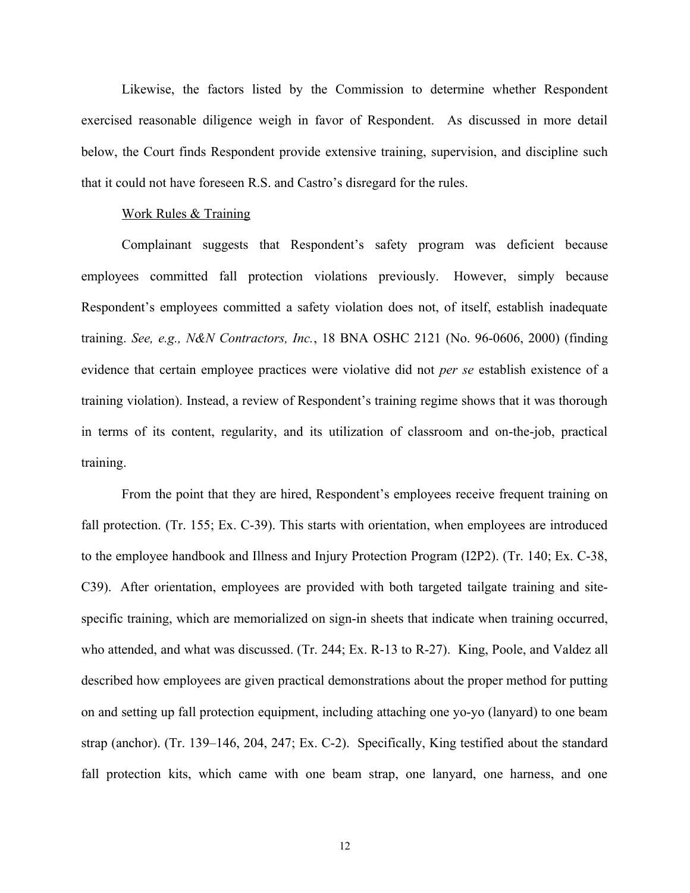Likewise, the factors listed by the Commission to determine whether Respondent exercised reasonable diligence weigh in favor of Respondent. As discussed in more detail below, the Court finds Respondent provide extensive training, supervision, and discipline such that it could not have foreseen R.S. and Castro's disregard for the rules.

Work Rules & Training

Complainant suggests that Respondent's safety program was deficient because employees committed fall protection violations previously. However, simply because Respondent's employees committed a safety violation does not, of itself, establish inadequate training. *See, e.g., N&N Contractors, Inc.*, 18 BNA OSHC 2121 (No. 96-0606, 2000) (finding evidence that certain employee practices were violative did not *per se* establish existence of a training violation). Instead, a review of Respondent's training regime shows that it was thorough in terms of its content, regularity, and its utilization of classroom and on-the-job, practical training.

From the point that they are hired, Respondent's employees receive frequent training on fall protection. (Tr. 155; Ex. C-39). This starts with orientation, when employees are introduced to the employee handbook and Illness and Injury Protection Program (I2P2). (Tr. 140; Ex. C-38, C39). After orientation, employees are provided with both targeted tailgate training and site-specific training, which are memorialized on sign-in sheets that indicate when training occurred, who attended, and what was discussed. (Tr. 244; Ex. R-13 to R-27). King, Poole, and Valdez all described how employees are given practical demonstrations about the proper method for putting on and setting up fall protection equipment, including attaching one yo-yo (lanyard) to one beam strap (anchor). (Tr. 139–146, 204, 247; Ex. C-2). Specifically, King testified about the standard fall protection kits, which came with one beam strap, one lanyard, one harness, and one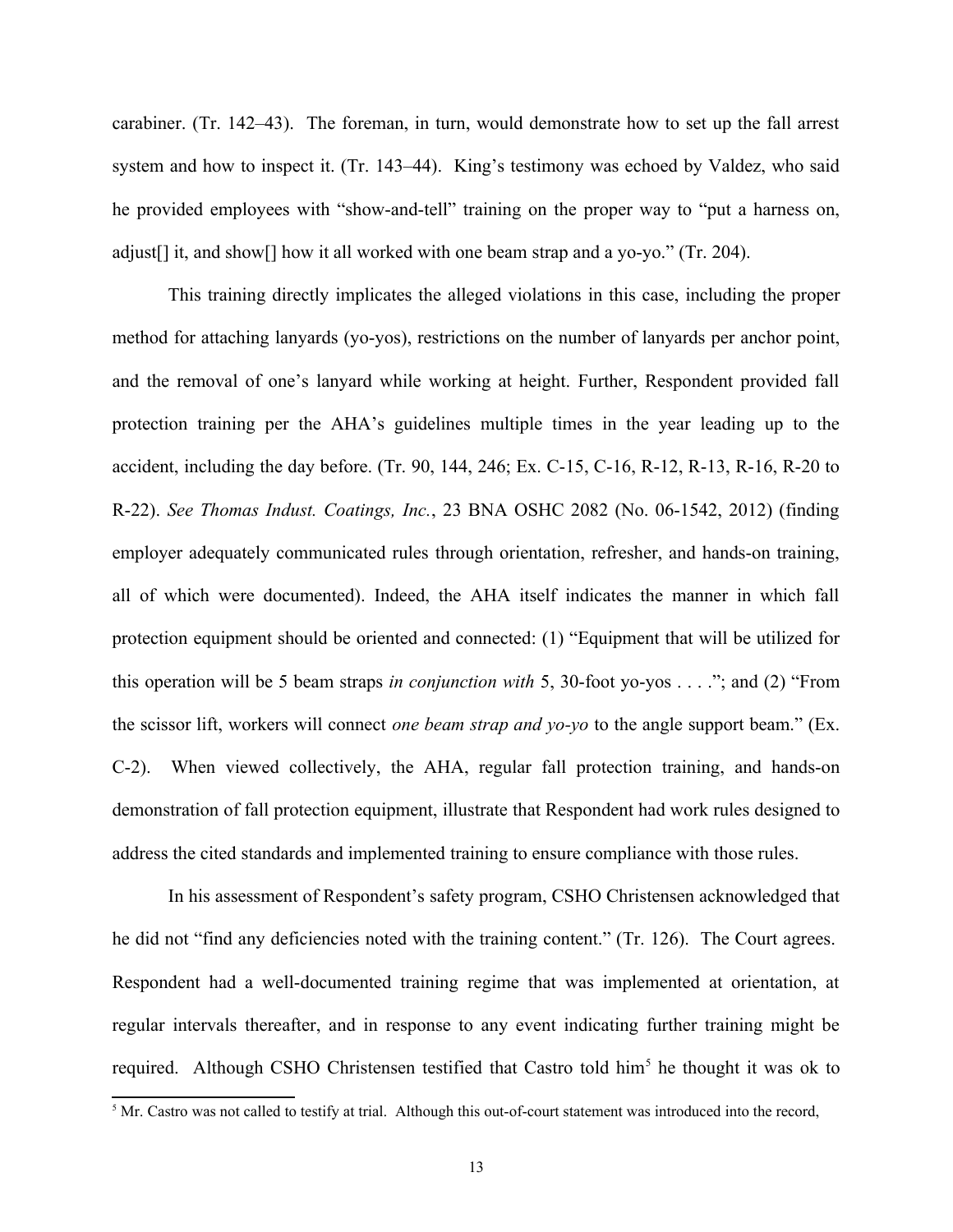carabiner. (Tr. 142–43). The foreman, in turn, would demonstrate how to set up the fall arrest system and how to inspect it. (Tr. 143–44). King's testimony was echoed by Valdez, who said he provided employees with "show-and-tell" training on the proper way to "put a harness on, adjust[] it, and show[] how it all worked with one beam strap and a yo-yo." (Tr. 204).

This training directly implicates the alleged violations in this case, including the proper method for attaching lanyards (yo-yos), restrictions on the number of lanyards per anchor point, and the removal of one's lanyard while working at height. Further, Respondent provided fall protection training per the AHA's guidelines multiple times in the year leading up to the accident, including the day before. (Tr. 90, 144, 246; Ex. C-15, C-16, R-12, R-13, R-16, R-20 to R-22). *See Thomas Indust. Coatings, Inc.*, 23 BNA OSHC 2082 (No. 06-1542, 2012) (finding employer adequately communicated rules through orientation, refresher, and hands-on training, all of which were documented). Indeed, the AHA itself indicates the manner in which fall protection equipment should be oriented and connected: (1) "Equipment that will be utilized for this operation will be 5 beam straps *in conjunction with* 5, 30-foot yo-yos . . . ."; and (2) "From the scissor lift, workers will connect *one beam strap and yo-yo* to the angle support beam." (Ex. C-2). When viewed collectively, the AHA, regular fall protection training, and hands-on demonstration of fall protection equipment, illustrate that Respondent had work rules designed to address the cited standards and implemented training to ensure compliance with those rules.

In his assessment of Respondent's safety program, CSHO Christensen acknowledged that he did not "find any deficiencies noted with the training content." (Tr. 126). The Court agrees. Respondent had a well-documented training regime that was implemented at orientation, at regular intervals thereafter, and in response to any event indicating further training might be required. Although CSHO Christensen testified that Castro told him[5] he thought it was ok to

[5] Mr. Castro was not called to testify at trial. Although this out-of-court statement was introduced into the record,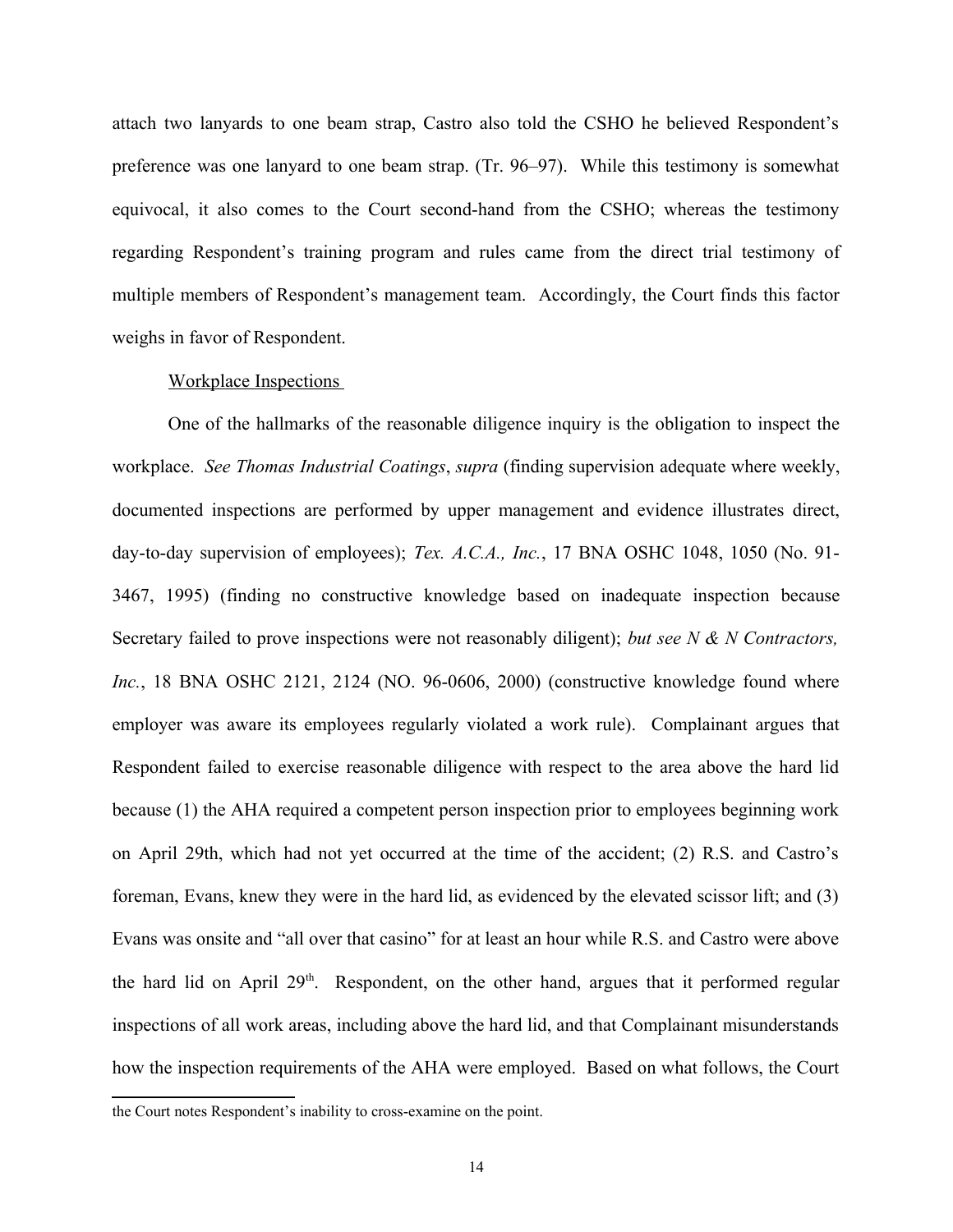attach two lanyards to one beam strap, Castro also told the CSHO he believed Respondent's preference was one lanyard to one beam strap. (Tr. 96–97). While this testimony is somewhat equivocal, it also comes to the Court second-hand from the CSHO; whereas the testimony regarding Respondent's training program and rules came from the direct trial testimony of multiple members of Respondent's management team. Accordingly, the Court finds this factor weighs in favor of Respondent.

Workplace Inspections

One of the hallmarks of the reasonable diligence inquiry is the obligation to inspect the workplace. *See Thomas Industrial Coatings*, *supra* (finding supervision adequate where weekly, documented inspections are performed by upper management and evidence illustrates direct, day-to-day supervision of employees); *Tex. A.C.A., Inc.*, 17 BNA OSHC 1048, 1050 (No. 91-3467, 1995) (finding no constructive knowledge based on inadequate inspection because Secretary failed to prove inspections were not reasonably diligent); *but see N & N Contractors, Inc.*, 18 BNA OSHC 2121, 2124 (NO. 96-0606, 2000) (constructive knowledge found where employer was aware its employees regularly violated a work rule). Complainant argues that Respondent failed to exercise reasonable diligence with respect to the area above the hard lid because (1) the AHA required a competent person inspection prior to employees beginning work on April 29th, which had not yet occurred at the time of the accident; (2) R.S. and Castro's foreman, Evans, knew they were in the hard lid, as evidenced by the elevated scissor lift; and (3) Evans was onsite and "all over that casino" for at least an hour while R.S. and Castro were above the hard lid on April 29th. Respondent, on the other hand, argues that it performed regular inspections of all work areas, including above the hard lid, and that Complainant misunderstands how the inspection requirements of the AHA were employed. Based on what follows, the Court

---

the Court notes Respondent's inability to cross-examine on the point.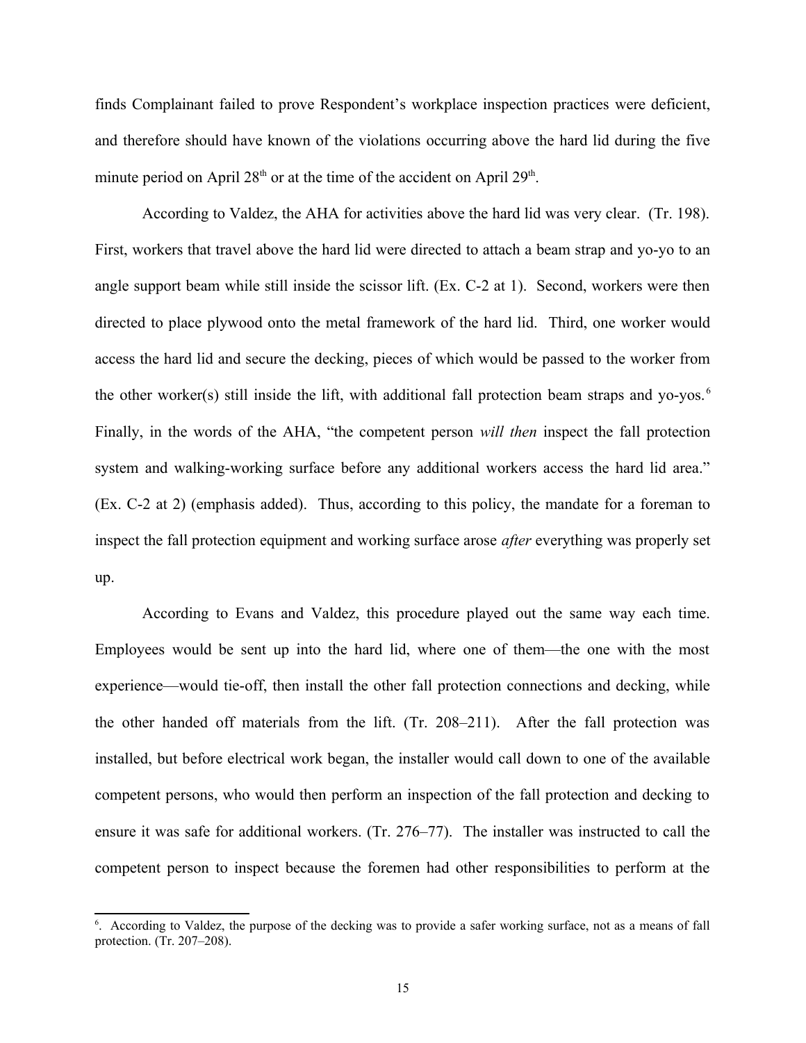finds Complainant failed to prove Respondent's workplace inspection practices were deficient, and therefore should have known of the violations occurring above the hard lid during the five minute period on April 28th or at the time of the accident on April 29th.

According to Valdez, the AHA for activities above the hard lid was very clear. (Tr. 198). First, workers that travel above the hard lid were directed to attach a beam strap and yo-yo to an angle support beam while still inside the scissor lift. (Ex. C-2 at 1). Second, workers were then directed to place plywood onto the metal framework of the hard lid. Third, one worker would access the hard lid and secure the decking, pieces of which would be passed to the worker from the other worker(s) still inside the lift, with additional fall protection beam straps and yo-yos.[6] Finally, in the words of the AHA, "the competent person *will then* inspect the fall protection system and walking-working surface before any additional workers access the hard lid area." (Ex. C-2 at 2) (emphasis added). Thus, according to this policy, the mandate for a foreman to inspect the fall protection equipment and working surface arose *after* everything was properly set up.

According to Evans and Valdez, this procedure played out the same way each time. Employees would be sent up into the hard lid, where one of them—the one with the most experience—would tie-off, then install the other fall protection connections and decking, while the other handed off materials from the lift. (Tr. 208–211). After the fall protection was installed, but before electrical work began, the installer would call down to one of the available competent persons, who would then perform an inspection of the fall protection and decking to ensure it was safe for additional workers. (Tr. 276–77). The installer was instructed to call the competent person to inspect because the foremen had other responsibilities to perform at the

[6]. According to Valdez, the purpose of the decking was to provide a safer working surface, not as a means of fall protection. (Tr. 207–208).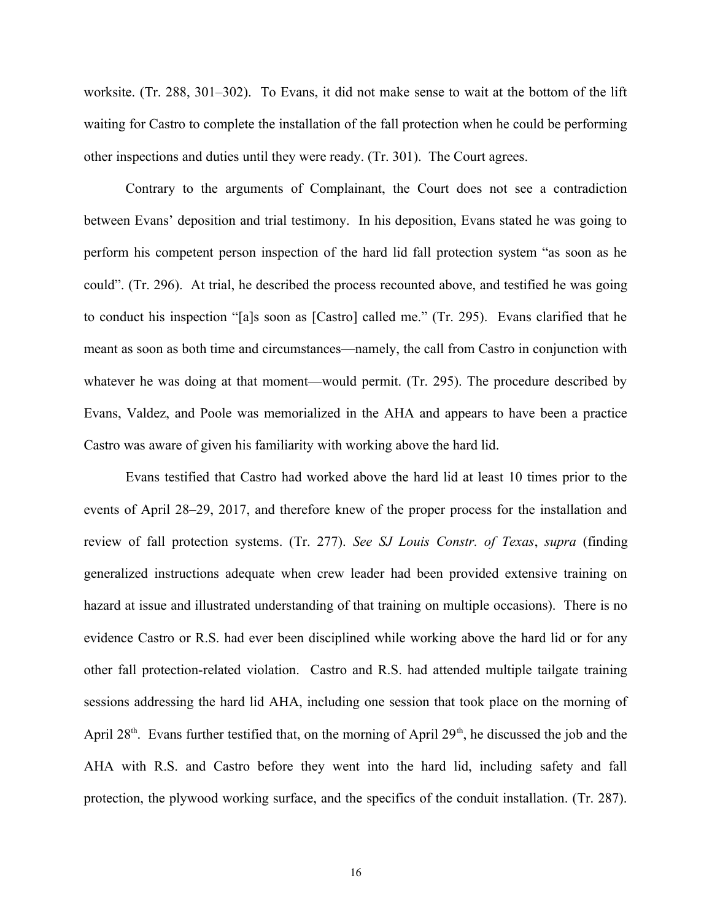worksite. (Tr. 288, 301–302). To Evans, it did not make sense to wait at the bottom of the lift waiting for Castro to complete the installation of the fall protection when he could be performing other inspections and duties until they were ready. (Tr. 301). The Court agrees.

Contrary to the arguments of Complainant, the Court does not see a contradiction between Evans' deposition and trial testimony. In his deposition, Evans stated he was going to perform his competent person inspection of the hard lid fall protection system "as soon as he could". (Tr. 296). At trial, he described the process recounted above, and testified he was going to conduct his inspection "[a]s soon as [Castro] called me." (Tr. 295). Evans clarified that he meant as soon as both time and circumstances—namely, the call from Castro in conjunction with whatever he was doing at that moment—would permit. (Tr. 295). The procedure described by Evans, Valdez, and Poole was memorialized in the AHA and appears to have been a practice Castro was aware of given his familiarity with working above the hard lid.

Evans testified that Castro had worked above the hard lid at least 10 times prior to the events of April 28–29, 2017, and therefore knew of the proper process for the installation and review of fall protection systems. (Tr. 277). *See SJ Louis Constr. of Texas*, *supra* (finding generalized instructions adequate when crew leader had been provided extensive training on hazard at issue and illustrated understanding of that training on multiple occasions). There is no evidence Castro or R.S. had ever been disciplined while working above the hard lid or for any other fall protection-related violation. Castro and R.S. had attended multiple tailgate training sessions addressing the hard lid AHA, including one session that took place on the morning of April 28th. Evans further testified that, on the morning of April 29th, he discussed the job and the AHA with R.S. and Castro before they went into the hard lid, including safety and fall protection, the plywood working surface, and the specifics of the conduit installation. (Tr. 287).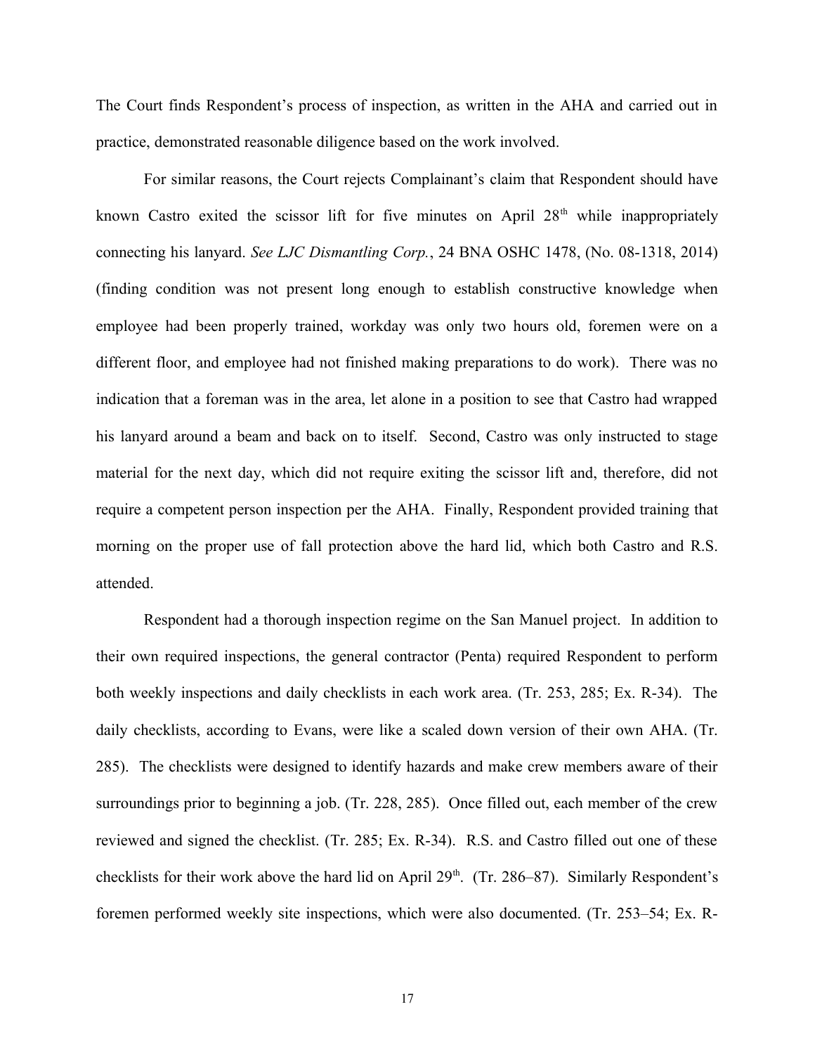The Court finds Respondent's process of inspection, as written in the AHA and carried out in practice, demonstrated reasonable diligence based on the work involved.

For similar reasons, the Court rejects Complainant's claim that Respondent should have known Castro exited the scissor lift for five minutes on April 28th while inappropriately connecting his lanyard. *See LJC Dismantling Corp.*, 24 BNA OSHC 1478, (No. 08-1318, 2014) (finding condition was not present long enough to establish constructive knowledge when employee had been properly trained, workday was only two hours old, foremen were on a different floor, and employee had not finished making preparations to do work). There was no indication that a foreman was in the area, let alone in a position to see that Castro had wrapped his lanyard around a beam and back on to itself. Second, Castro was only instructed to stage material for the next day, which did not require exiting the scissor lift and, therefore, did not require a competent person inspection per the AHA. Finally, Respondent provided training that morning on the proper use of fall protection above the hard lid, which both Castro and R.S. attended.

Respondent had a thorough inspection regime on the San Manuel project. In addition to their own required inspections, the general contractor (Penta) required Respondent to perform both weekly inspections and daily checklists in each work area. (Tr. 253, 285; Ex. R-34). The daily checklists, according to Evans, were like a scaled down version of their own AHA. (Tr. 285). The checklists were designed to identify hazards and make crew members aware of their surroundings prior to beginning a job. (Tr. 228, 285). Once filled out, each member of the crew reviewed and signed the checklist. (Tr. 285; Ex. R-34). R.S. and Castro filled out one of these checklists for their work above the hard lid on April 29th. (Tr. 286–87). Similarly Respondent's foremen performed weekly site inspections, which were also documented. (Tr. 253–54; Ex. R-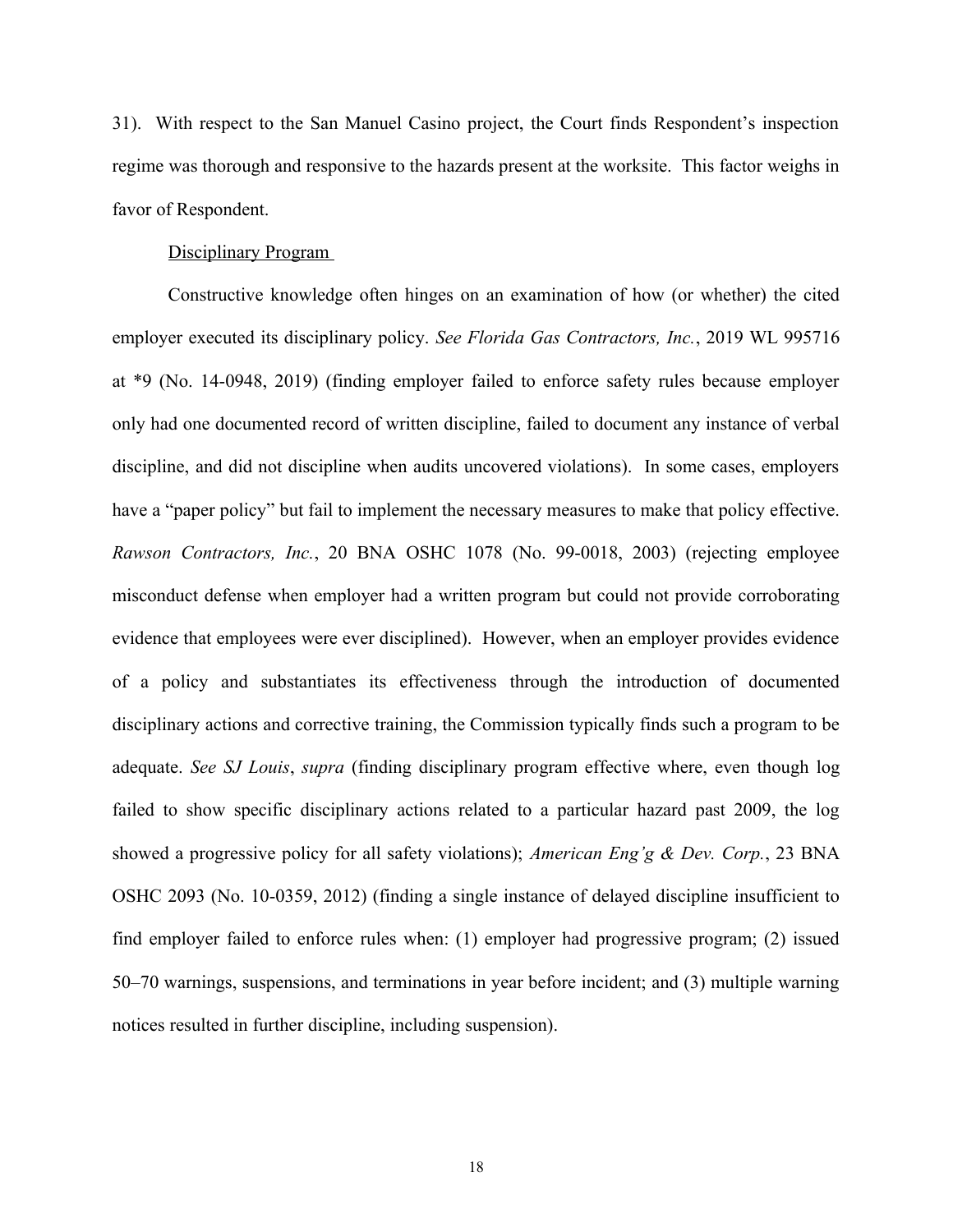31). With respect to the San Manuel Casino project, the Court finds Respondent's inspection regime was thorough and responsive to the hazards present at the worksite. This factor weighs in favor of Respondent.

Disciplinary Program

Constructive knowledge often hinges on an examination of how (or whether) the cited employer executed its disciplinary policy. *See Florida Gas Contractors, Inc.*, 2019 WL 995716 at *9 (No. 14-0948, 2019) (finding employer failed to enforce safety rules because employer only had one documented record of written discipline, failed to document any instance of verbal discipline, and did not discipline when audits uncovered violations). In some cases, employers have a "paper policy" but fail to implement the necessary measures to make that policy effective. *Rawson Contractors, Inc.*, 20 BNA OSHC 1078 (No. 99-0018, 2003) (rejecting employee misconduct defense when employer had a written program but could not provide corroborating evidence that employees were ever disciplined). However, when an employer provides evidence of a policy and substantiates its effectiveness through the introduction of documented disciplinary actions and corrective training, the Commission typically finds such a program to be adequate. *See SJ Louis*, *supra* (finding disciplinary program effective where, even though log failed to show specific disciplinary actions related to a particular hazard past 2009, the log showed a progressive policy for all safety violations); *American Eng'g & Dev. Corp.*, 23 BNA OSHC 2093 (No. 10-0359, 2012) (finding a single instance of delayed discipline insufficient to find employer failed to enforce rules when: (1) employer had progressive program; (2) issued 50–70 warnings, suspensions, and terminations in year before incident; and (3) multiple warning notices resulted in further discipline, including suspension).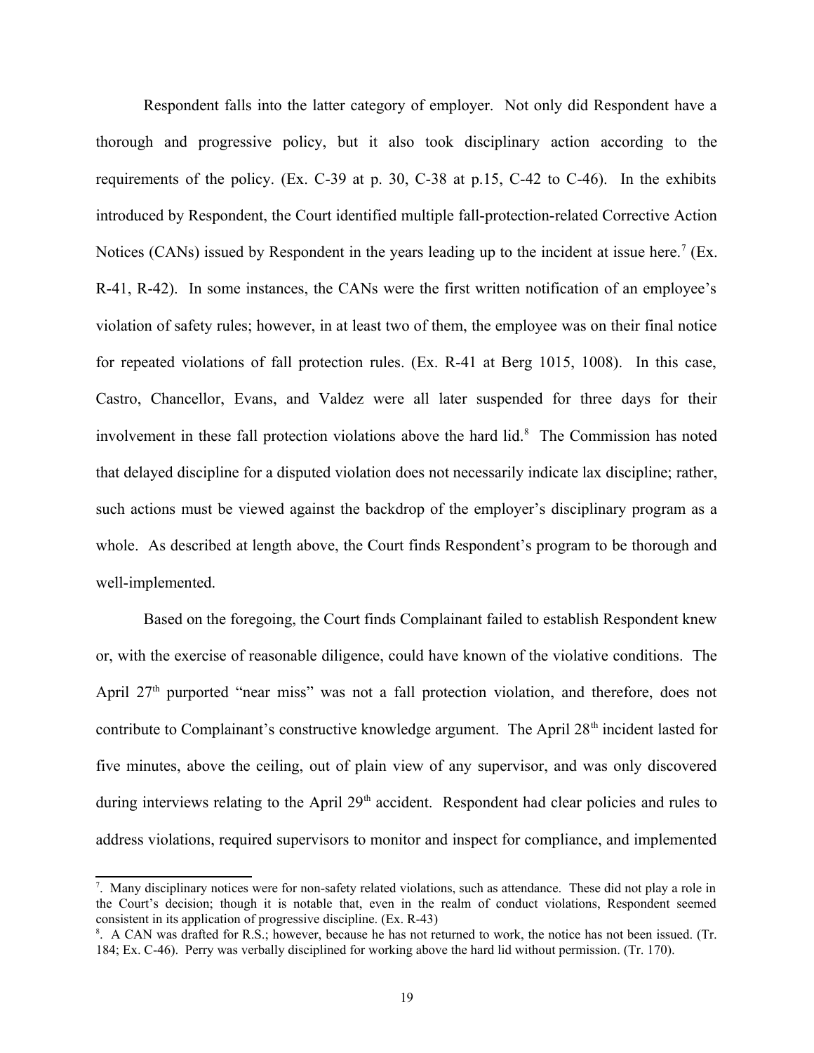Respondent falls into the latter category of employer. Not only did Respondent have a thorough and progressive policy, but it also took disciplinary action according to the requirements of the policy. (Ex. C-39 at p. 30, C-38 at p.15, C-42 to C-46). In the exhibits introduced by Respondent, the Court identified multiple fall-protection-related Corrective Action Notices (CANs) issued by Respondent in the years leading up to the incident at issue here.[7] (Ex. R-41, R-42). In some instances, the CANs were the first written notification of an employee's violation of safety rules; however, in at least two of them, the employee was on their final notice for repeated violations of fall protection rules. (Ex. R-41 at Berg 1015, 1008). In this case, Castro, Chancellor, Evans, and Valdez were all later suspended for three days for their involvement in these fall protection violations above the hard lid.[8] The Commission has noted that delayed discipline for a disputed violation does not necessarily indicate lax discipline; rather, such actions must be viewed against the backdrop of the employer's disciplinary program as a whole. As described at length above, the Court finds Respondent's program to be thorough and well-implemented.

Based on the foregoing, the Court finds Complainant failed to establish Respondent knew or, with the exercise of reasonable diligence, could have known of the violative conditions. The April 27th purported "near miss" was not a fall protection violation, and therefore, does not contribute to Complainant's constructive knowledge argument. The April 28th incident lasted for five minutes, above the ceiling, out of plain view of any supervisor, and was only discovered during interviews relating to the April 29th accident. Respondent had clear policies and rules to address violations, required supervisors to monitor and inspect for compliance, and implemented

---

[7]. Many disciplinary notices were for non-safety related violations, such as attendance. These did not play a role in the Court's decision; though it is notable that, even in the realm of conduct violations, Respondent seemed consistent in its application of progressive discipline. (Ex. R-43)

[8]. A CAN was drafted for R.S.; however, because he has not returned to work, the notice has not been issued. (Tr. 184; Ex. C-46). Perry was verbally disciplined for working above the hard lid without permission. (Tr. 170).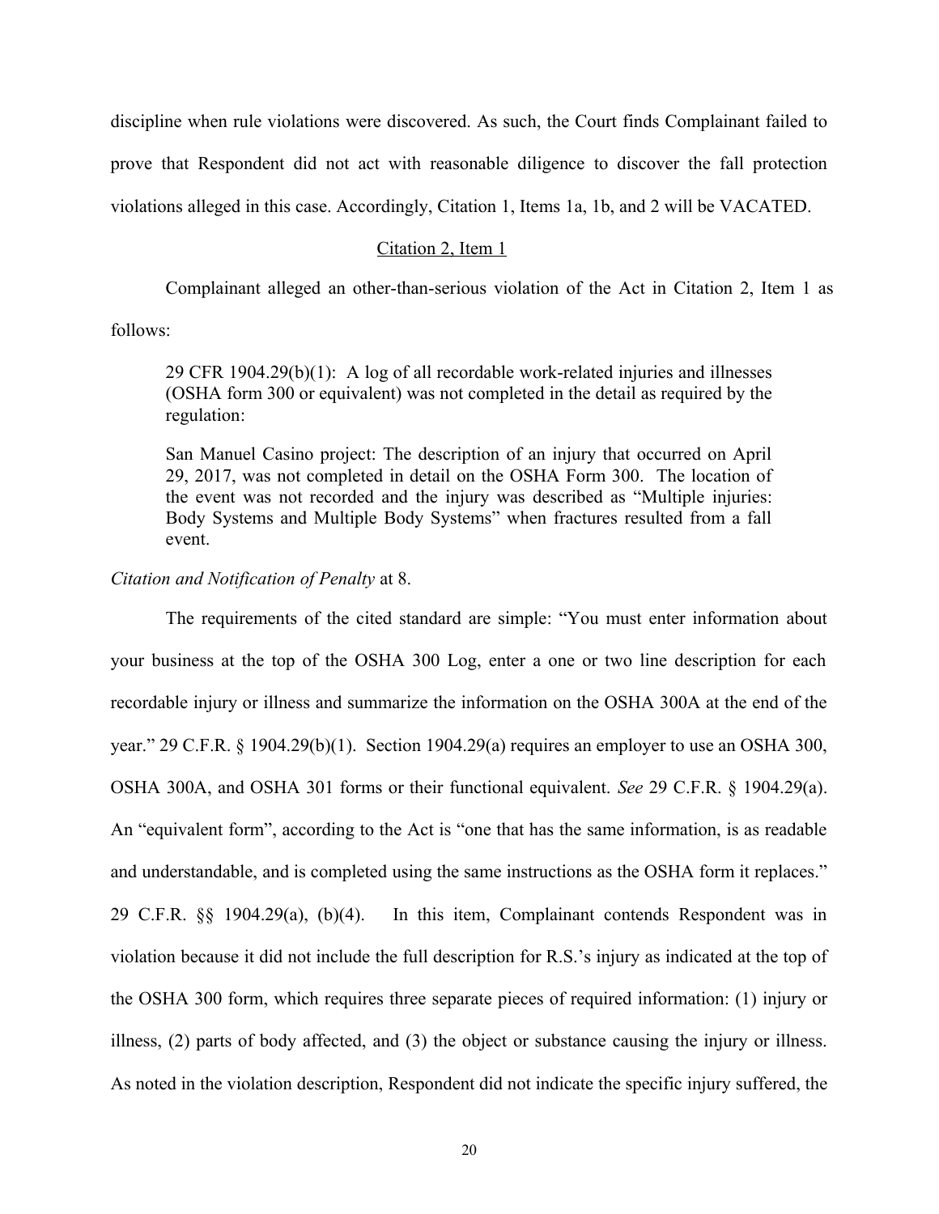discipline when rule violations were discovered. As such, the Court finds Complainant failed to prove that Respondent did not act with reasonable diligence to discover the fall protection violations alleged in this case. Accordingly, Citation 1, Items 1a, 1b, and 2 will be VACATED.

<u>Citation 2, Item 1</u>

Complainant alleged an other-than-serious violation of the Act in Citation 2, Item 1 as follows:

> 29 CFR 1904.29(b)(1): A log of all recordable work-related injuries and illnesses (OSHA form 300 or equivalent) was not completed in the detail as required by the regulation:
>
> San Manuel Casino project: The description of an injury that occurred on April 29, 2017, was not completed in detail on the OSHA Form 300. The location of the event was not recorded and the injury was described as "Multiple injuries: Body Systems and Multiple Body Systems" when fractures resulted from a fall event.

*Citation and Notification of Penalty* at 8.

The requirements of the cited standard are simple: "You must enter information about your business at the top of the OSHA 300 Log, enter a one or two line description for each recordable injury or illness and summarize the information on the OSHA 300A at the end of the year." 29 C.F.R. § 1904.29(b)(1). Section 1904.29(a) requires an employer to use an OSHA 300, OSHA 300A, and OSHA 301 forms or their functional equivalent. *See* 29 C.F.R. § 1904.29(a). An "equivalent form", according to the Act is "one that has the same information, is as readable and understandable, and is completed using the same instructions as the OSHA form it replaces." 29 C.F.R. §§ 1904.29(a), (b)(4). In this item, Complainant contends Respondent was in violation because it did not include the full description for R.S.'s injury as indicated at the top of the OSHA 300 form, which requires three separate pieces of required information: (1) injury or illness, (2) parts of body affected, and (3) the object or substance causing the injury or illness. As noted in the violation description, Respondent did not indicate the specific injury suffered, the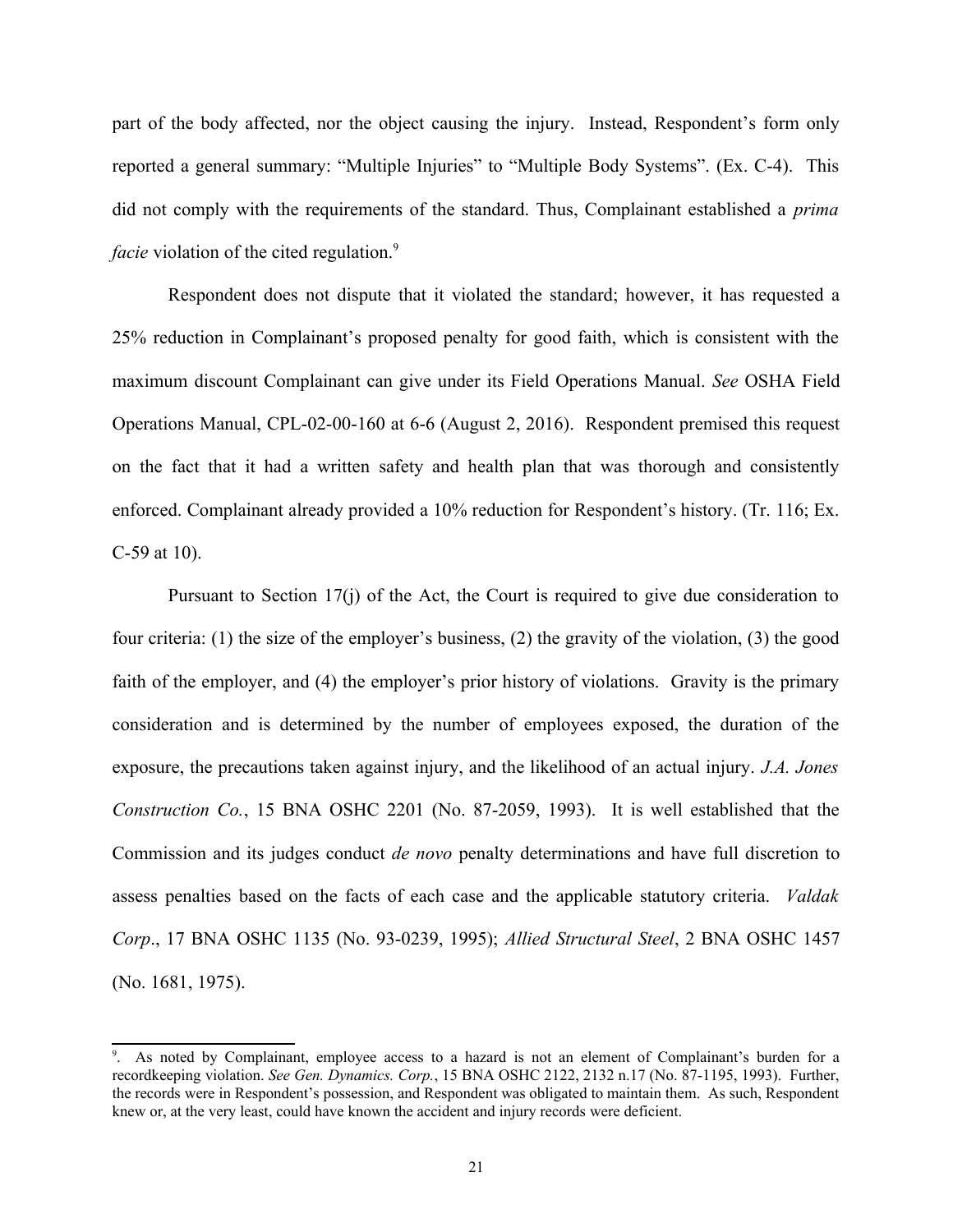part of the body affected, nor the object causing the injury. Instead, Respondent's form only reported a general summary: "Multiple Injuries" to "Multiple Body Systems". (Ex. C-4). This did not comply with the requirements of the standard. Thus, Complainant established a *prima facie* violation of the cited regulation.[9]

Respondent does not dispute that it violated the standard; however, it has requested a 25% reduction in Complainant's proposed penalty for good faith, which is consistent with the maximum discount Complainant can give under its Field Operations Manual. *See* OSHA Field Operations Manual, CPL-02-00-160 at 6-6 (August 2, 2016). Respondent premised this request on the fact that it had a written safety and health plan that was thorough and consistently enforced. Complainant already provided a 10% reduction for Respondent's history. (Tr. 116; Ex. C-59 at 10).

Pursuant to Section 17(j) of the Act, the Court is required to give due consideration to four criteria: (1) the size of the employer's business, (2) the gravity of the violation, (3) the good faith of the employer, and (4) the employer's prior history of violations. Gravity is the primary consideration and is determined by the number of employees exposed, the duration of the exposure, the precautions taken against injury, and the likelihood of an actual injury. *J.A. Jones Construction Co.*, 15 BNA OSHC 2201 (No. 87-2059, 1993). It is well established that the Commission and its judges conduct *de novo* penalty determinations and have full discretion to assess penalties based on the facts of each case and the applicable statutory criteria. *Valdak Corp*., 17 BNA OSHC 1135 (No. 93-0239, 1995); *Allied Structural Steel*, 2 BNA OSHC 1457 (No. 1681, 1975).

---

[9]. As noted by Complainant, employee access to a hazard is not an element of Complainant's burden for a recordkeeping violation. *See Gen. Dynamics. Corp.*, 15 BNA OSHC 2122, 2132 n.17 (No. 87-1195, 1993). Further, the records were in Respondent's possession, and Respondent was obligated to maintain them. As such, Respondent knew or, at the very least, could have known the accident and injury records were deficient.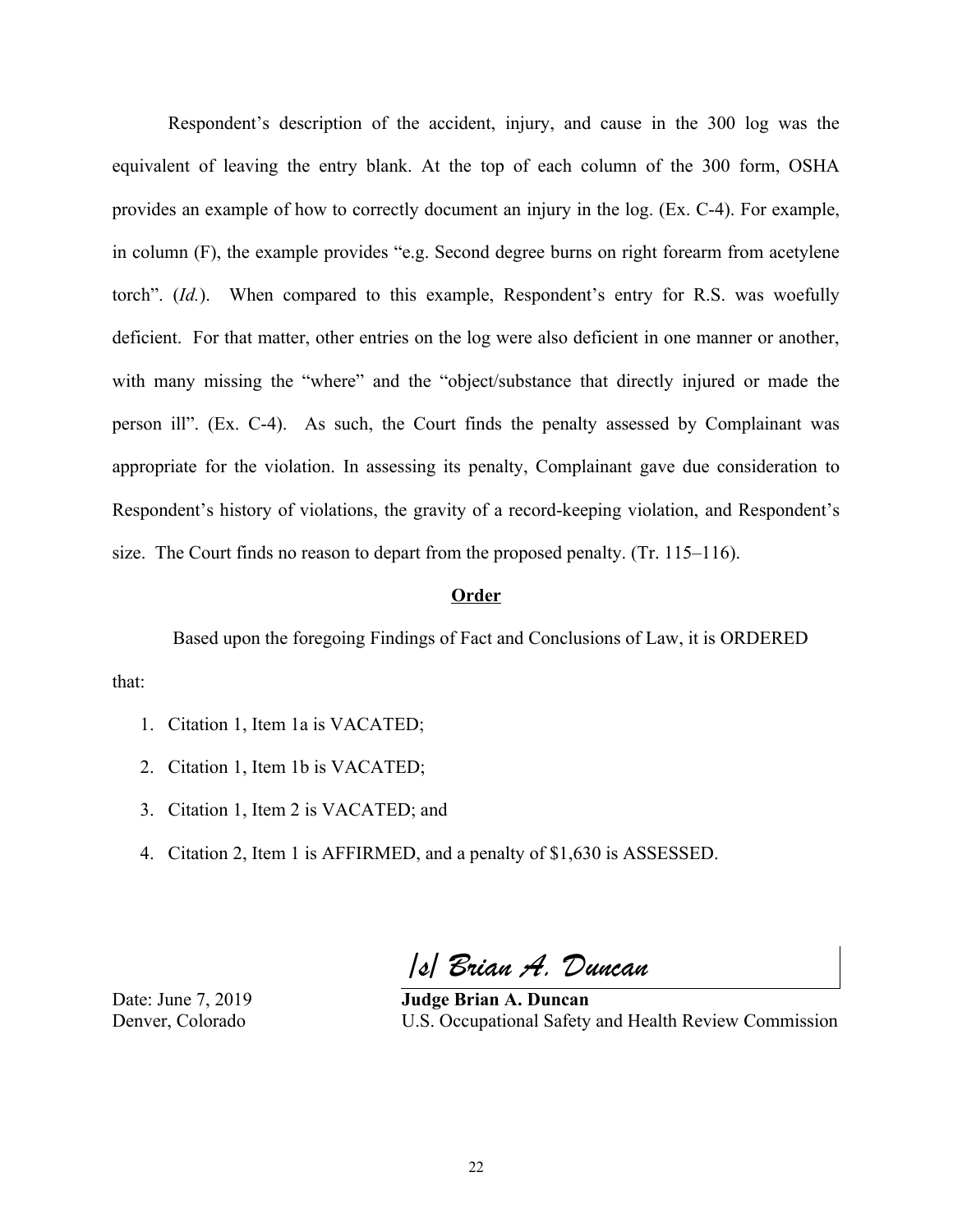Respondent's description of the accident, injury, and cause in the 300 log was the equivalent of leaving the entry blank. At the top of each column of the 300 form, OSHA provides an example of how to correctly document an injury in the log. (Ex. C-4). For example, in column (F), the example provides "e.g. Second degree burns on right forearm from acetylene torch". (*Id.*). When compared to this example, Respondent's entry for R.S. was woefully deficient. For that matter, other entries on the log were also deficient in one manner or another, with many missing the "where" and the "object/substance that directly injured or made the person ill". (Ex. C-4). As such, the Court finds the penalty assessed by Complainant was appropriate for the violation. In assessing its penalty, Complainant gave due consideration to Respondent's history of violations, the gravity of a record-keeping violation, and Respondent's size. The Court finds no reason to depart from the proposed penalty. (Tr. 115–116).

## Order

Based upon the foregoing Findings of Fact and Conclusions of Law, it is ORDERED that:

1. Citation 1, Item 1a is VACATED;
2. Citation 1, Item 1b is VACATED;
3. Citation 1, Item 2 is VACATED; and
4. Citation 2, Item 1 is AFFIRMED, and a penalty of $1,630 is ASSESSED.

*/s/ Brian A. Duncan*

Date: June 7, 2019
Denver, Colorado

**Judge Brian A. Duncan**
U.S. Occupational Safety and Health Review Commission